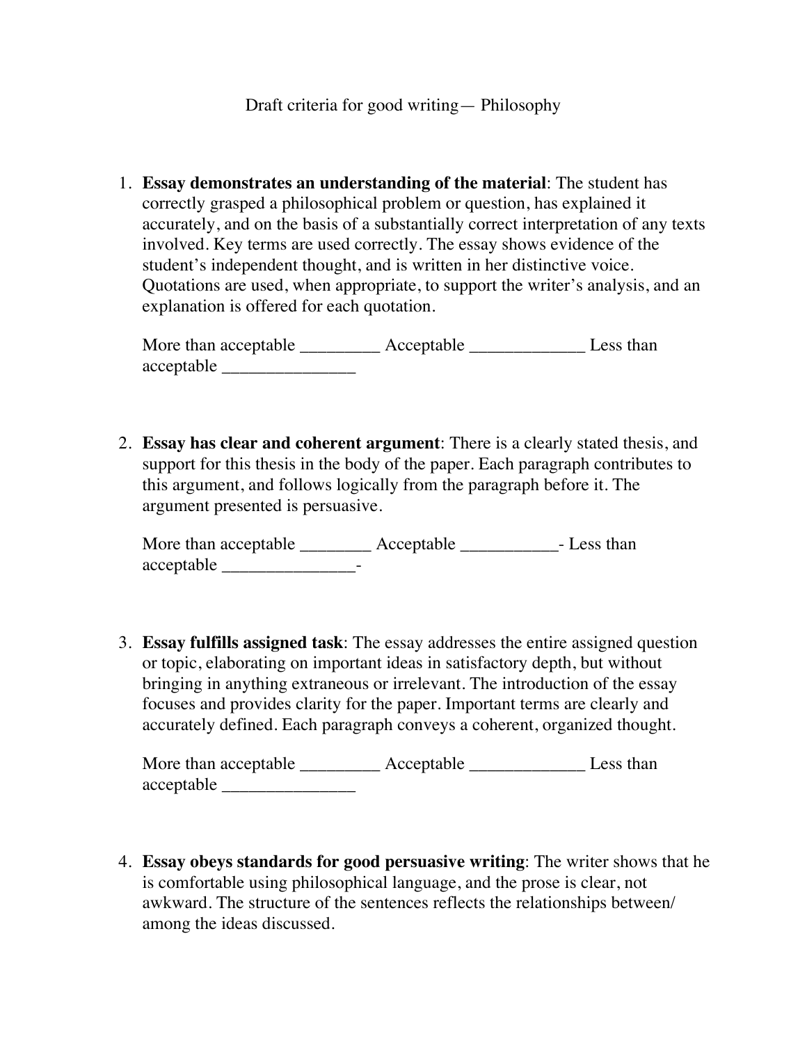# Draft criteria for good writing— Philosophy

1. **Essay demonstrates an understanding of the material**: The student has correctly grasped a philosophical problem or question, has explained it accurately, and on the basis of a substantially correct interpretation of any texts involved. Key terms are used correctly. The essay shows evidence of the student's independent thought, and is written in her distinctive voice. Quotations are used, when appropriate, to support the writer's analysis, and an explanation is offered for each quotation.

   More than acceptable _________ Acceptable _____________ Less than acceptable _______________

2. **Essay has clear and coherent argument**: There is a clearly stated thesis, and support for this thesis in the body of the paper. Each paragraph contributes to this argument, and follows logically from the paragraph before it. The argument presented is persuasive.

   More than acceptable ________ Acceptable ___________- Less than acceptable _______________-

3. **Essay fulfills assigned task**: The essay addresses the entire assigned question or topic, elaborating on important ideas in satisfactory depth, but without bringing in anything extraneous or irrelevant. The introduction of the essay focuses and provides clarity for the paper. Important terms are clearly and accurately defined. Each paragraph conveys a coherent, organized thought.

   More than acceptable _________ Acceptable _____________ Less than acceptable _______________

4. **Essay obeys standards for good persuasive writing**: The writer shows that he is comfortable using philosophical language, and the prose is clear, not awkward. The structure of the sentences reflects the relationships between/ among the ideas discussed.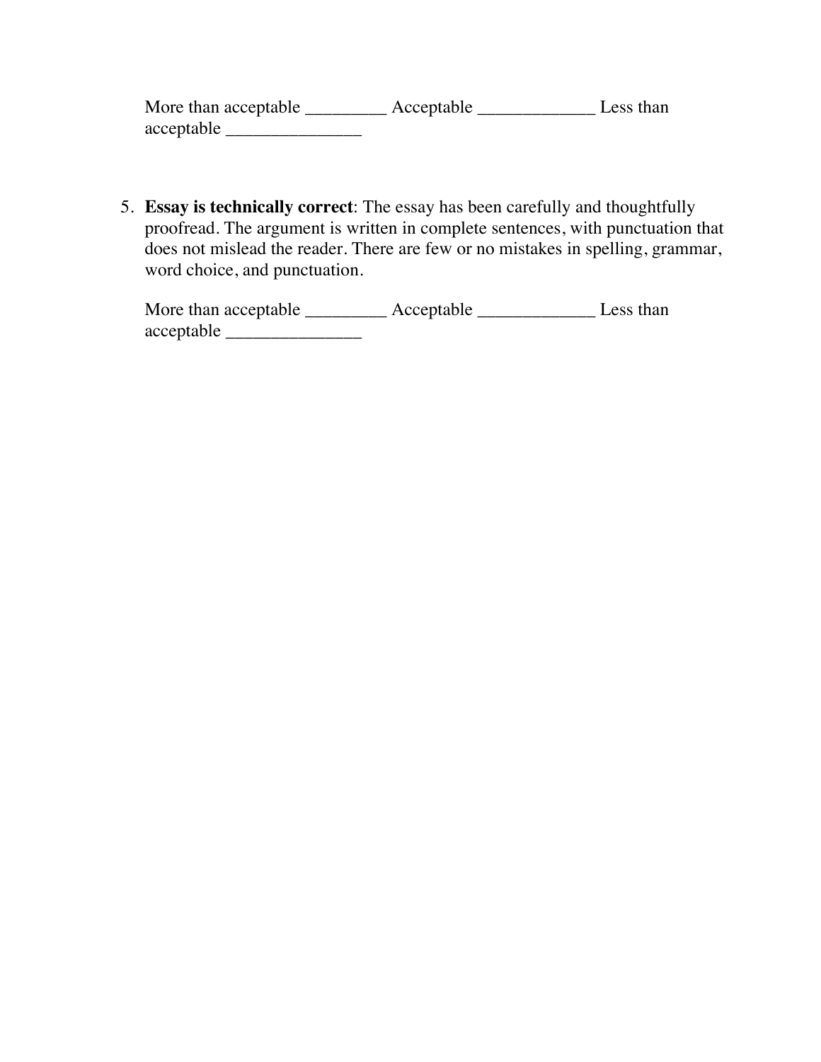More than acceptable _________ Acceptable _____________ Less than acceptable _______________

5. **Essay is technically correct**: The essay has been carefully and thoughtfully proofread. The argument is written in complete sentences, with punctuation that does not mislead the reader. There are few or no mistakes in spelling, grammar, word choice, and punctuation.

   More than acceptable _________ Acceptable _____________ Less than acceptable _______________